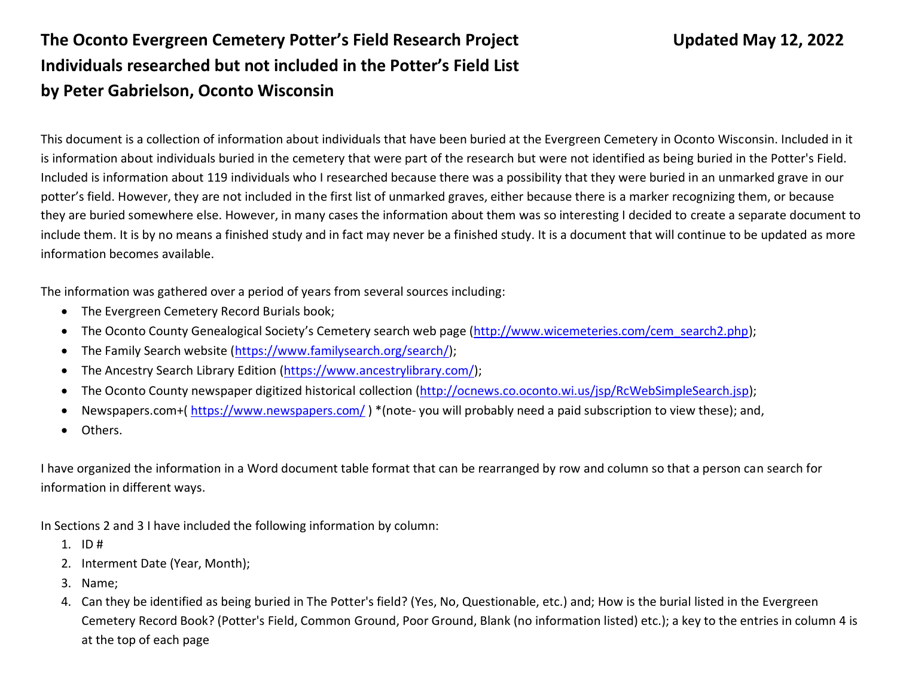# The Oconto Evergreen Cemetery Potter's Field Research Project

**Updated May 12, 2022**

## Individuals researched but not included in the Potter's Field List

### by Peter Gabrielson, Oconto Wisconsin

This document is a collection of information about individuals that have been buried at the Evergreen Cemetery in Oconto Wisconsin. Included in it is information about individuals buried in the cemetery that were part of the research but were not identified as being buried in the Potter's Field. Included is information about 119 individuals who I researched because there was a possibility that they were buried in an unmarked grave in our potter's field. However, they are not included in the first list of unmarked graves, either because there is a marker recognizing them, or because they are buried somewhere else. However, in many cases the information about them was so interesting I decided to create a separate document to include them. It is by no means a finished study and in fact may never be a finished study. It is a document that will continue to be updated as more information becomes available.

The information was gathered over a period of years from several sources including:

- The Evergreen Cemetery Record Burials book;
- The Oconto County Genealogical Society's Cemetery search web page (http://www.wicemeteries.com/cem_search2.php);
- The Family Search website (https://www.familysearch.org/search/);
- The Ancestry Search Library Edition (https://www.ancestrylibrary.com/);
- The Oconto County newspaper digitized historical collection (http://ocnews.co.oconto.wi.us/jsp/RcWebSimpleSearch.jsp);
- Newspapers.com+( https://www.newspapers.com/ ) *(note- you will probably need a paid subscription to view these); and,
- Others.

I have organized the information in a Word document table format that can be rearranged by row and column so that a person can search for information in different ways.

In Sections 2 and 3 I have included the following information by column:

1. ID #
2. Interment Date (Year, Month);
3. Name;
4. Can they be identified as being buried in The Potter's field? (Yes, No, Questionable, etc.) and; How is the burial listed in the Evergreen Cemetery Record Book? (Potter's Field, Common Ground, Poor Ground, Blank (no information listed) etc.); a key to the entries in column 4 is at the top of each page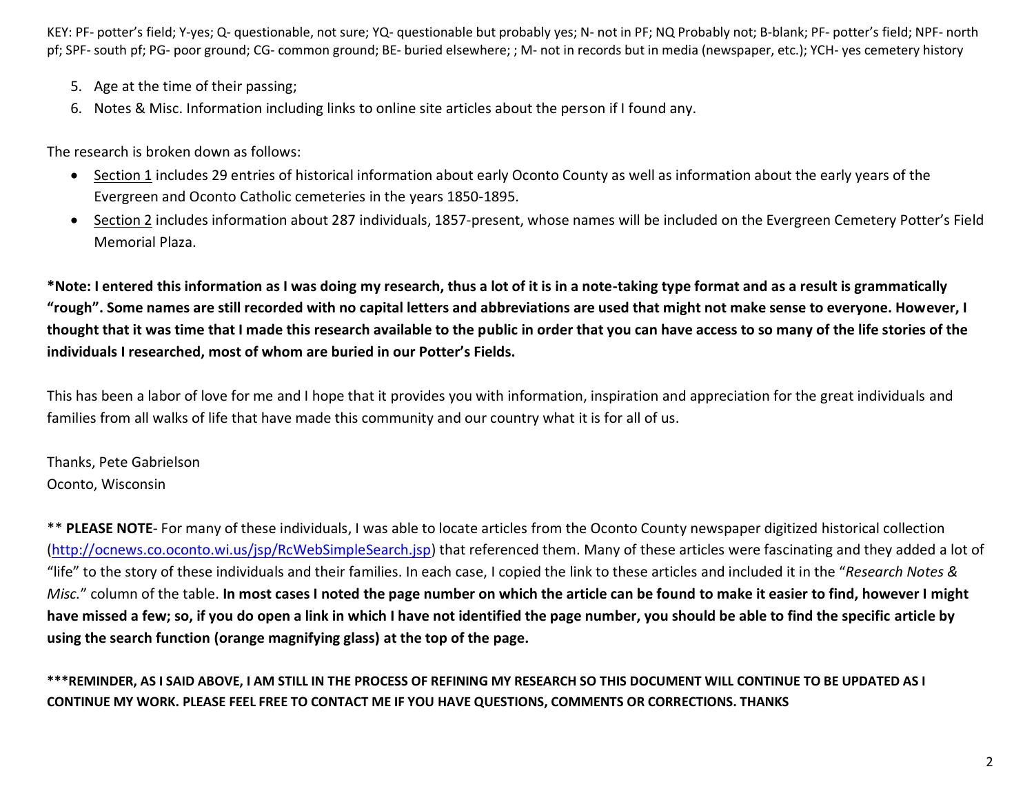KEY: PF- potter's field; Y-yes; Q- questionable, not sure; YQ- questionable but probably yes; N- not in PF; NQ Probably not; B-blank; PF- potter's field; NPF- north pf; SPF- south pf; PG- poor ground; CG- common ground; BE- buried elsewhere; ; M- not in records but in media (newspaper, etc.); YCH- yes cemetery history

5. Age at the time of their passing;
6. Notes & Misc. Information including links to online site articles about the person if I found any.

The research is broken down as follows:

- Section 1 includes 29 entries of historical information about early Oconto County as well as information about the early years of the Evergreen and Oconto Catholic cemeteries in the years 1850-1895.
- Section 2 includes information about 287 individuals, 1857-present, whose names will be included on the Evergreen Cemetery Potter's Field Memorial Plaza.

**\*Note: I entered this information as I was doing my research, thus a lot of it is in a note-taking type format and as a result is grammatically "rough". Some names are still recorded with no capital letters and abbreviations are used that might not make sense to everyone. However, I thought that it was time that I made this research available to the public in order that you can have access to so many of the life stories of the individuals I researched, most of whom are buried in our Potter's Fields.**

This has been a labor of love for me and I hope that it provides you with information, inspiration and appreciation for the great individuals and families from all walks of life that have made this community and our country what it is for all of us.

Thanks, Pete Gabrielson
Oconto, Wisconsin

\*\* **PLEASE NOTE**- For many of these individuals, I was able to locate articles from the Oconto County newspaper digitized historical collection (http://ocnews.co.oconto.wi.us/jsp/RcWebSimpleSearch.jsp) that referenced them. Many of these articles were fascinating and they added a lot of "life" to the story of these individuals and their families. In each case, I copied the link to these articles and included it in the "*Research Notes & Misc.*" column of the table. **In most cases I noted the page number on which the article can be found to make it easier to find, however I might have missed a few; so, if you do open a link in which I have not identified the page number, you should be able to find the specific article by using the search function (orange magnifying glass) at the top of the page.**

**\*\*\*REMINDER, AS I SAID ABOVE, I AM STILL IN THE PROCESS OF REFINING MY RESEARCH SO THIS DOCUMENT WILL CONTINUE TO BE UPDATED AS I CONTINUE MY WORK. PLEASE FEEL FREE TO CONTACT ME IF YOU HAVE QUESTIONS, COMMENTS OR CORRECTIONS. THANKS**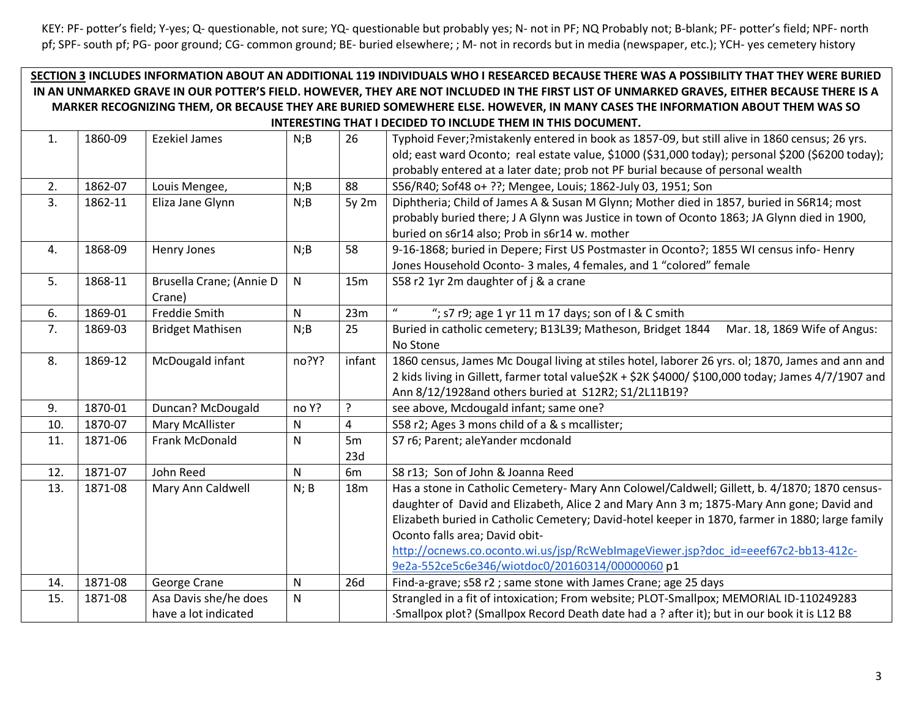KEY: PF- potter's field; Y-yes; Q- questionable, not sure; YQ- questionable but probably yes; N- not in PF; NQ Probably not; B-blank; PF- potter's field; NPF- north pf; SPF- south pf; PG- poor ground; CG- common ground; BE- buried elsewhere; ; M- not in records but in media (newspaper, etc.); YCH- yes cemetery history

| **SECTION 3 INCLUDES INFORMATION ABOUT AN ADDITIONAL 119 INDIVIDUALS WHO I RESEARCED BECAUSE THERE WAS A POSSIBILITY THAT THEY WERE BURIED IN AN UNMARKED GRAVE IN OUR POTTER'S FIELD. HOWEVER, THEY ARE NOT INCLUDED IN THE FIRST LIST OF UNMARKED GRAVES, EITHER BECAUSE THERE IS A MARKER RECOGNIZING THEM, OR BECAUSE THEY ARE BURIED SOMEWHERE ELSE. HOWEVER, IN MANY CASES THE INFORMATION ABOUT THEM WAS SO INTERESTING THAT I DECIDED TO INCLUDE THEM IN THIS DOCUMENT.** | | | | | |
|---|---|---|---|---|---|
| 1. | 1860-09 | Ezekiel James | N;B | 26 | Typhoid Fever;?mistakenly entered in book as 1857-09, but still alive in 1860 census; 26 yrs. old; east ward Oconto; real estate value, $1000 ($31,000 today); personal $200 ($6200 today); probably entered at a later date; prob not PF burial because of personal wealth |
| 2. | 1862-07 | Louis Mengee, | N;B | 88 | S56/R40; Sof48 o+ ??; Mengee, Louis; 1862-July 03, 1951; Son |
| 3. | 1862-11 | Eliza Jane Glynn | N;B | 5y 2m | Diphtheria; Child of James A & Susan M Glynn; Mother died in 1857, buried in S6R14; most probably buried there; J A Glynn was Justice in town of Oconto 1863; JA Glynn died in 1900, buried on s6r14 also; Prob in s6r14 w. mother |
| 4. | 1868-09 | Henry Jones | N;B | 58 | 9-16-1868; buried in Depere; First US Postmaster in Oconto?; 1855 WI census info- Henry Jones Household Oconto- 3 males, 4 females, and 1 "colored" female |
| 5. | 1868-11 | Brusella Crane; (Annie D Crane) | N | 15m | S58 r2 1yr 2m daughter of j & a crane |
| 6. | 1869-01 | Freddie Smith | N | 23m | " "; s7 r9; age 1 yr 11 m 17 days; son of I & C smith |
| 7. | 1869-03 | Bridget Mathisen | N;B | 25 | Buried in catholic cemetery; B13L39; Matheson, Bridget 1844 Mar. 18, 1869 Wife of Angus: No Stone |
| 8. | 1869-12 | McDougald infant | no?Y? | infant | 1860 census, James Mc Dougal living at stiles hotel, laborer 26 yrs. ol; 1870, James and ann and 2 kids living in Gillett, farmer total value$2K + $2K $4000/ $100,000 today; James 4/7/1907 and Ann 8/12/1928and others buried at S12R2; S1/2L11B19? |
| 9. | 1870-01 | Duncan? McDougald | no Y? | ? | see above, Mcdougald infant; same one? |
| 10. | 1870-07 | Mary McAllister | N | 4 | S58 r2; Ages 3 mons child of a & s mcallister; |
| 11. | 1871-06 | Frank McDonald | N | 5m 23d | S7 r6; Parent; aleYander mcdonald |
| 12. | 1871-07 | John Reed | N | 6m | S8 r13; Son of John & Joanna Reed |
| 13. | 1871-08 | Mary Ann Caldwell | N; B | 18m | Has a stone in Catholic Cemetery- Mary Ann Colowel/Caldwell; Gillett, b. 4/1870; 1870 census- daughter of David and Elizabeth, Alice 2 and Mary Ann 3 m; 1875-Mary Ann gone; David and Elizabeth buried in Catholic Cemetery; David-hotel keeper in 1870, farmer in 1880; large family Oconto falls area; David obit- http://ocnews.co.oconto.wi.us/jsp/RcWebImageViewer.jsp?doc_id=eeef67c2-bb13-412c-9e2a-552ce5c6e346/wiotdoc0/20160314/00000060 p1 |
| 14. | 1871-08 | George Crane | N | 26d | Find-a-grave; s58 r2 ; same stone with James Crane; age 25 days |
| 15. | 1871-08 | Asa Davis she/he does have a lot indicated | N | | Strangled in a fit of intoxication; From website; PLOT-Smallpox; MEMORIAL ID-110249283 ·Smallpox plot? (Smallpox Record Death date had a ? after it); but in our book it is L12 B8 |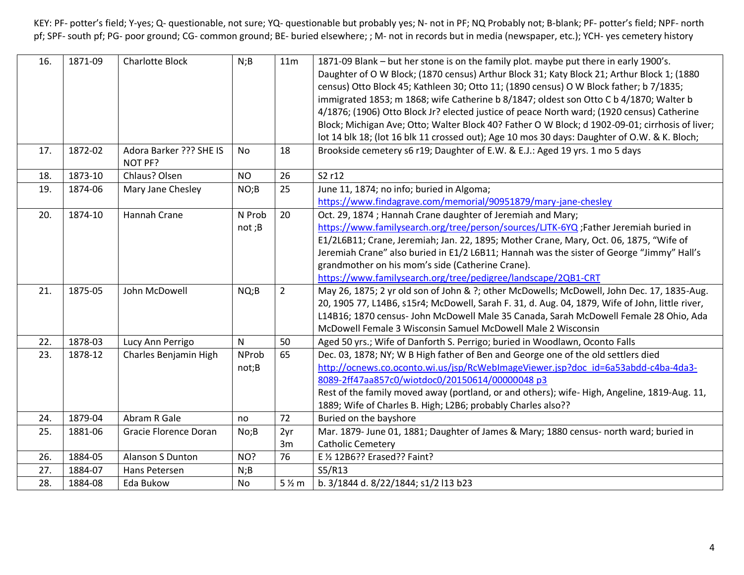KEY: PF- potter's field; Y-yes; Q- questionable, not sure; YQ- questionable but probably yes; N- not in PF; NQ Probably not; B-blank; PF- potter's field; NPF- north pf; SPF- south pf; PG- poor ground; CG- common ground; BE- buried elsewhere; ; M- not in records but in media (newspaper, etc.); YCH- yes cemetery history

| | | | | | |
|---|---|---|---|---|---|
| 16. | 1871-09 | Charlotte Block | N;B | 11m | 1871-09 Blank – but her stone is on the family plot. maybe put there in early 1900's. Daughter of O W Block; (1870 census) Arthur Block 31; Katy Block 21; Arthur Block 1; (1880 census) Otto Block 45; Kathleen 30; Otto 11; (1890 census) O W Block father; b 7/1835; immigrated 1853; m 1868; wife Catherine b 8/1847; oldest son Otto C b 4/1870; Walter b 4/1876; (1906) Otto Block Jr? elected justice of peace North ward; (1920 census) Catherine Block; Michigan Ave; Otto; Walter Block 40? Father O W Block; d 1902-09-01; cirrhosis of liver; lot 14 blk 18; (lot 16 blk 11 crossed out); Age 10 mos 30 days: Daughter of O.W. & K. Bloch; |
| 17. | 1872-02 | Adora Barker ??? SHE IS NOT PF? | No | 18 | Brookside cemetery s6 r19; Daughter of E.W. & E.J.: Aged 19 yrs. 1 mo 5 days |
| 18. | 1873-10 | Chlaus? Olsen | NO | 26 | S2 r12 |
| 19. | 1874-06 | Mary Jane Chesley | NO;B | 25 | June 11, 1874; no info; buried in Algoma; https://www.findagrave.com/memorial/90951879/mary-jane-chesley |
| 20. | 1874-10 | Hannah Crane | N Prob not ;B | 20 | Oct. 29, 1874 ; Hannah Crane daughter of Jeremiah and Mary; https://www.familysearch.org/tree/person/sources/LJTK-6YQ ;Father Jeremiah buried in E1/2L6B11; Crane, Jeremiah; Jan. 22, 1895; Mother Crane, Mary, Oct. 06, 1875, "Wife of Jeremiah Crane" also buried in E1/2 L6B11; Hannah was the sister of George "Jimmy" Hall's grandmother on his mom's side (Catherine Crane). https://www.familysearch.org/tree/pedigree/landscape/2QB1-CRT |
| 21. | 1875-05 | John McDowell | NQ;B | 2 | May 26, 1875; 2 yr old son of John & ?; other McDowells; McDowell, John Dec. 17, 1835-Aug. 20, 1905 77, L14B6, s15r4; McDowell, Sarah F. 31, d. Aug. 04, 1879, Wife of John, little river, L14B16; 1870 census- John McDowell Male 35 Canada, Sarah McDowell Female 28 Ohio, Ada McDowell Female 3 Wisconsin Samuel McDowell Male 2 Wisconsin |
| 22. | 1878-03 | Lucy Ann Perrigo | N | 50 | Aged 50 yrs.; Wife of Danforth S. Perrigo; buried in Woodlawn, Oconto Falls |
| 23. | 1878-12 | Charles Benjamin High | NProb not;B | 65 | Dec. 03, 1878; NY; W B High father of Ben and George one of the old settlers died http://ocnews.co.oconto.wi.us/jsp/RcWebImageViewer.jsp?doc_id=6a53abdd-c4ba-4da3-8089-2ff47aa857c0/wiotdoc0/20150614/00000048 p3 Rest of the family moved away (portland, or and others); wife- High, Angeline, 1819-Aug. 11, 1889; Wife of Charles B. High; L2B6; probably Charles also?? |
| 24. | 1879-04 | Abram R Gale | no | 72 | Buried on the bayshore |
| 25. | 1881-06 | Gracie Florence Doran | No;B | 2yr 3m | Mar. 1879- June 01, 1881; Daughter of James & Mary; 1880 census- north ward; buried in Catholic Cemetery |
| 26. | 1884-05 | Alanson S Dunton | NO? | 76 | E ½ 12B6?? Erased?? Faint? |
| 27. | 1884-07 | Hans Petersen | N;B | | S5/R13 |
| 28. | 1884-08 | Eda Bukow | No | 5 ½ m | b. 3/1844 d. 8/22/1844; s1/2 l13 b23 |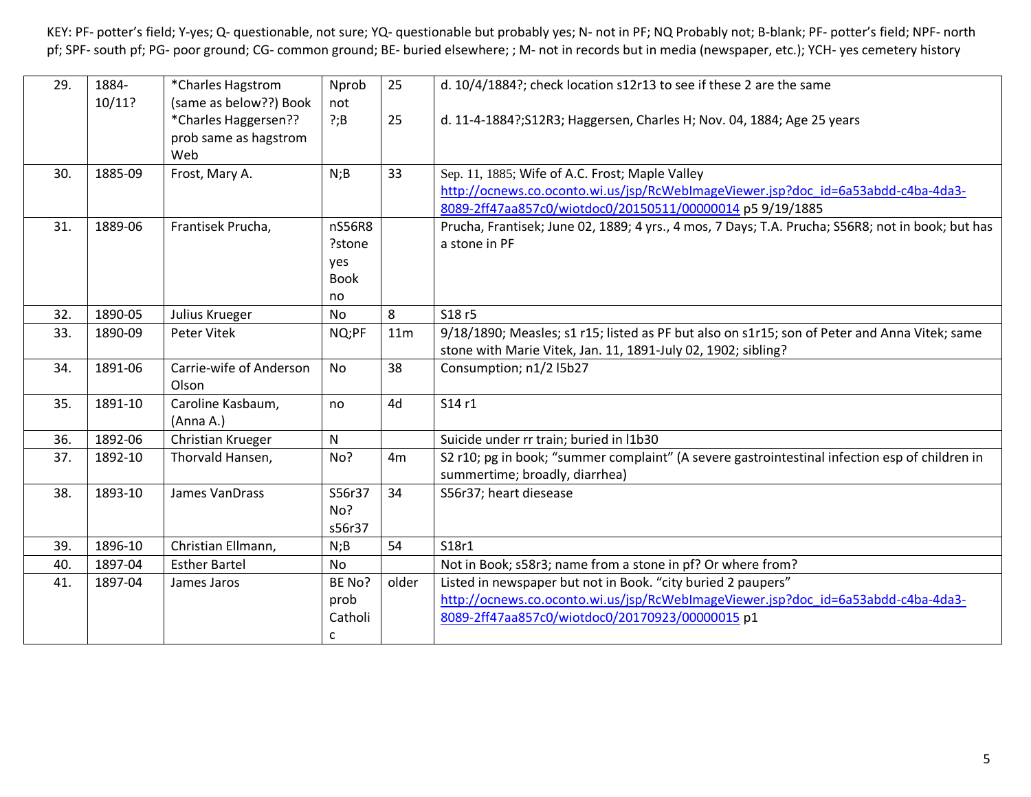KEY: PF- potter's field; Y-yes; Q- questionable, not sure; YQ- questionable but probably yes; N- not in PF; NQ Probably not; B-blank; PF- potter's field; NPF- north pf; SPF- south pf; PG- poor ground; CG- common ground; BE- buried elsewhere; ; M- not in records but in media (newspaper, etc.); YCH- yes cemetery history

| | | | | | |
|---|---|---|---|---|---|
| 29. | 1884-10/11? | *Charles Hagstrom (same as below??) Book<br>*Charles Haggersen?? prob same as hagstrom Web | Nprob not<br>?;B | 25<br>25 | d. 10/4/1884?; check location s12r13 to see if these 2 are the same<br>d. 11-4-1884?;S12R3; Haggersen, Charles H; Nov. 04, 1884; Age 25 years |
| 30. | 1885-09 | Frost, Mary A. | N;B | 33 | Sep. 11, 1885; Wife of A.C. Frost; Maple Valley http://ocnews.co.oconto.wi.us/jsp/RcWebImageViewer.jsp?doc_id=6a53abdd-c4ba-4da3-8089-2ff47aa857c0/wiotdoc0/20150511/00000014 p5 9/19/1885 |
| 31. | 1889-06 | Frantisek Prucha, | nS56R8 ?stone yes Book no | | Prucha, Frantisek; June 02, 1889; 4 yrs., 4 mos, 7 Days; T.A. Prucha; S56R8; not in book; but has a stone in PF |
| 32. | 1890-05 | Julius Krueger | No | 8 | S18 r5 |
| 33. | 1890-09 | Peter Vitek | NQ;PF | 11m | 9/18/1890; Measles; s1 r15; listed as PF but also on s1r15; son of Peter and Anna Vitek; same stone with Marie Vitek, Jan. 11, 1891-July 02, 1902; sibling? |
| 34. | 1891-06 | Carrie-wife of Anderson Olson | No | 38 | Consumption; n1/2 l5b27 |
| 35. | 1891-10 | Caroline Kasbaum, (Anna A.) | no | 4d | S14 r1 |
| 36. | 1892-06 | Christian Krueger | N | | Suicide under rr train; buried in l1b30 |
| 37. | 1892-10 | Thorvald Hansen, | No? | 4m | S2 r10; pg in book; "summer complaint" (A severe gastrointestinal infection esp of children in summertime; broadly, diarrhea) |
| 38. | 1893-10 | James VanDrass | S56r37 No? s56r37 | 34 | S56r37; heart diesease |
| 39. | 1896-10 | Christian Ellmann, | N;B | 54 | S18r1 |
| 40. | 1897-04 | Esther Bartel | No | | Not in Book; s58r3; name from a stone in pf? Or where from? |
| 41. | 1897-04 | James Jaros | BE No? prob Catholic | older | Listed in newspaper but not in Book. "city buried 2 paupers" http://ocnews.co.oconto.wi.us/jsp/RcWebImageViewer.jsp?doc_id=6a53abdd-c4ba-4da3-8089-2ff47aa857c0/wiotdoc0/20170923/00000015 p1 |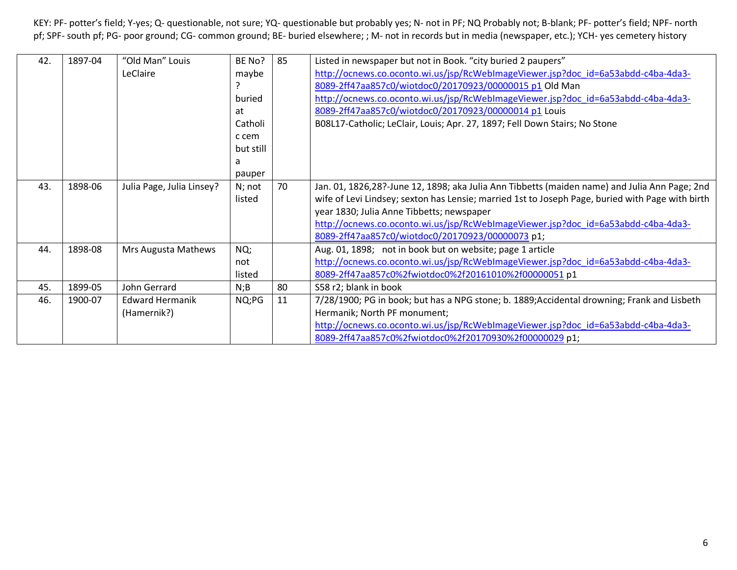KEY: PF- potter's field; Y-yes; Q- questionable, not sure; YQ- questionable but probably yes; N- not in PF; NQ Probably not; B-blank; PF- potter's field; NPF- north pf; SPF- south pf; PG- poor ground; CG- common ground; BE- buried elsewhere; ; M- not in records but in media (newspaper, etc.); YCH- yes cemetery history

| | | | | | |
|---|---|---|---|---|---|
| 42. | 1897-04 | "Old Man" Louis LeClaire | BE No? maybe ? buried at Catholic cem but still a pauper | 85 | Listed in newspaper but not in Book. "city buried 2 paupers" http://ocnews.co.oconto.wi.us/jsp/RcWebImageViewer.jsp?doc_id=6a53abdd-c4ba-4da3-8089-2ff47aa857c0/wiotdoc0/20170923/00000015 p1 Old Man http://ocnews.co.oconto.wi.us/jsp/RcWebImageViewer.jsp?doc_id=6a53abdd-c4ba-4da3-8089-2ff47aa857c0/wiotdoc0/20170923/00000014 p1 Louis B08L17-Catholic; LeClair, Louis; Apr. 27, 1897; Fell Down Stairs; No Stone |
| 43. | 1898-06 | Julia Page, Julia Linsey? | N; not listed | 70 | Jan. 01, 1826,28?-June 12, 1898; aka Julia Ann Tibbetts (maiden name) and Julia Ann Page; 2nd wife of Levi Lindsey; sexton has Lensie; married 1st to Joseph Page, buried with Page with birth year 1830; Julia Anne Tibbetts; newspaper http://ocnews.co.oconto.wi.us/jsp/RcWebImageViewer.jsp?doc_id=6a53abdd-c4ba-4da3-8089-2ff47aa857c0/wiotdoc0/20170923/00000073 p1; |
| 44. | 1898-08 | Mrs Augusta Mathews | NQ; not listed | | Aug. 01, 1898; not in book but on website; page 1 article http://ocnews.co.oconto.wi.us/jsp/RcWebImageViewer.jsp?doc_id=6a53abdd-c4ba-4da3-8089-2ff47aa857c0%2fwiotdoc0%2f20161010%2f00000051 p1 |
| 45. | 1899-05 | John Gerrard | N;B | 80 | S58 r2; blank in book |
| 46. | 1900-07 | Edward Hermanik (Hamernik?) | NQ;PG | 11 | 7/28/1900; PG in book; but has a NPG stone; b. 1889;Accidental drowning; Frank and Lisbeth Hermanik; North PF monument; http://ocnews.co.oconto.wi.us/jsp/RcWebImageViewer.jsp?doc_id=6a53abdd-c4ba-4da3-8089-2ff47aa857c0%2fwiotdoc0%2f20170930%2f00000029 p1; |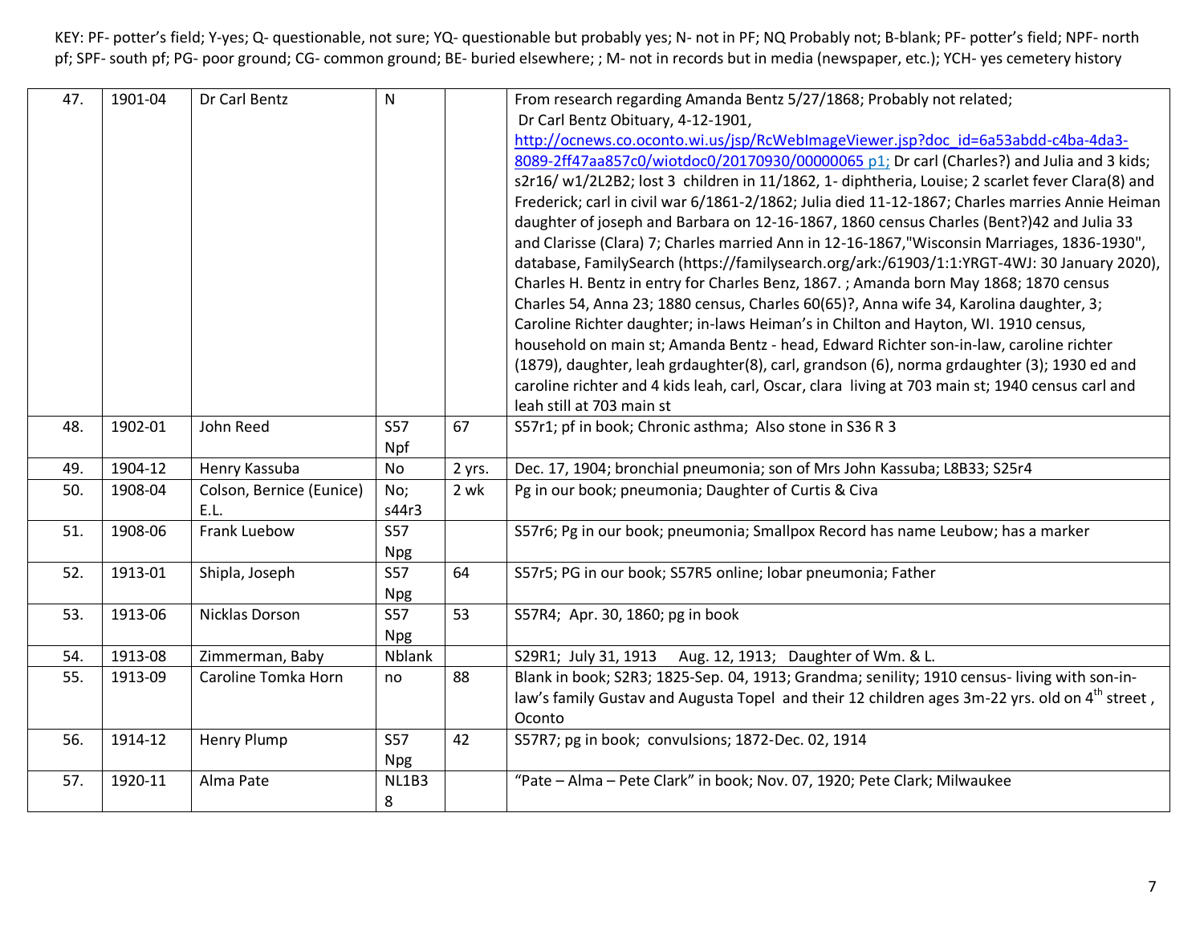KEY: PF- potter's field; Y-yes; Q- questionable, not sure; YQ- questionable but probably yes; N- not in PF; NQ Probably not; B-blank; PF- potter's field; NPF- north pf; SPF- south pf; PG- poor ground; CG- common ground; BE- buried elsewhere; ; M- not in records but in media (newspaper, etc.); YCH- yes cemetery history

| | | | | | |
|---|---|---|---|---|---|
| 47. | 1901-04 | Dr Carl Bentz | N | | From research regarding Amanda Bentz 5/27/1868; Probably not related; Dr Carl Bentz Obituary, 4-12-1901, http://ocnews.co.oconto.wi.us/jsp/RcWebImageViewer.jsp?doc_id=6a53abdd-c4ba-4da3-8089-2ff47aa857c0/wiotdoc0/20170930/00000065 p1; Dr carl (Charles?) and Julia and 3 kids; s2r16/ w1/2L2B2; lost 3 children in 11/1862, 1- diphtheria, Louise; 2 scarlet fever Clara(8) and Frederick; carl in civil war 6/1861-2/1862; Julia died 11-12-1867; Charles marries Annie Heiman daughter of joseph and Barbara on 12-16-1867, 1860 census Charles (Bent?)42 and Julia 33 and Clarisse (Clara) 7; Charles married Ann in 12-16-1867,"Wisconsin Marriages, 1836-1930", database, FamilySearch (https://familysearch.org/ark:/61903/1:1:YRGT-4WJ: 30 January 2020), Charles H. Bentz in entry for Charles Benz, 1867. ; Amanda born May 1868; 1870 census Charles 54, Anna 23; 1880 census, Charles 60(65)?, Anna wife 34, Karolina daughter, 3; Caroline Richter daughter; in-laws Heiman's in Chilton and Hayton, WI. 1910 census, household on main st; Amanda Bentz - head, Edward Richter son-in-law, caroline richter (1879), daughter, leah grdaughter(8), carl, grandson (6), norma grdaughter (3); 1930 ed and caroline richter and 4 kids leah, carl, Oscar, clara living at 703 main st; 1940 census carl and leah still at 703 main st |
| 48. | 1902-01 | John Reed | S57 Npf | 67 | S57r1; pf in book; Chronic asthma; Also stone in S36 R 3 |
| 49. | 1904-12 | Henry Kassuba | No | 2 yrs. | Dec. 17, 1904; bronchial pneumonia; son of Mrs John Kassuba; L8B33; S25r4 |
| 50. | 1908-04 | Colson, Bernice (Eunice) E.L. | No; s44r3 | 2 wk | Pg in our book; pneumonia; Daughter of Curtis & Civa |
| 51. | 1908-06 | Frank Luebow | S57 Npg | | S57r6; Pg in our book; pneumonia; Smallpox Record has name Leubow; has a marker |
| 52. | 1913-01 | Shipla, Joseph | S57 Npg | 64 | S57r5; PG in our book; S57R5 online; lobar pneumonia; Father |
| 53. | 1913-06 | Nicklas Dorson | S57 Npg | 53 | S57R4; Apr. 30, 1860; pg in book |
| 54. | 1913-08 | Zimmerman, Baby | Nblank | | S29R1; July 31, 1913 Aug. 12, 1913; Daughter of Wm. & L. |
| 55. | 1913-09 | Caroline Tomka Horn | no | 88 | Blank in book; S2R3; 1825-Sep. 04, 1913; Grandma; senility; 1910 census- living with son-in-law's family Gustav and Augusta Topel and their 12 children ages 3m-22 yrs. old on 4th street , Oconto |
| 56. | 1914-12 | Henry Plump | S57 Npg | 42 | S57R7; pg in book; convulsions; 1872-Dec. 02, 1914 |
| 57. | 1920-11 | Alma Pate | NL1B38 | | "Pate – Alma – Pete Clark" in book; Nov. 07, 1920; Pete Clark; Milwaukee |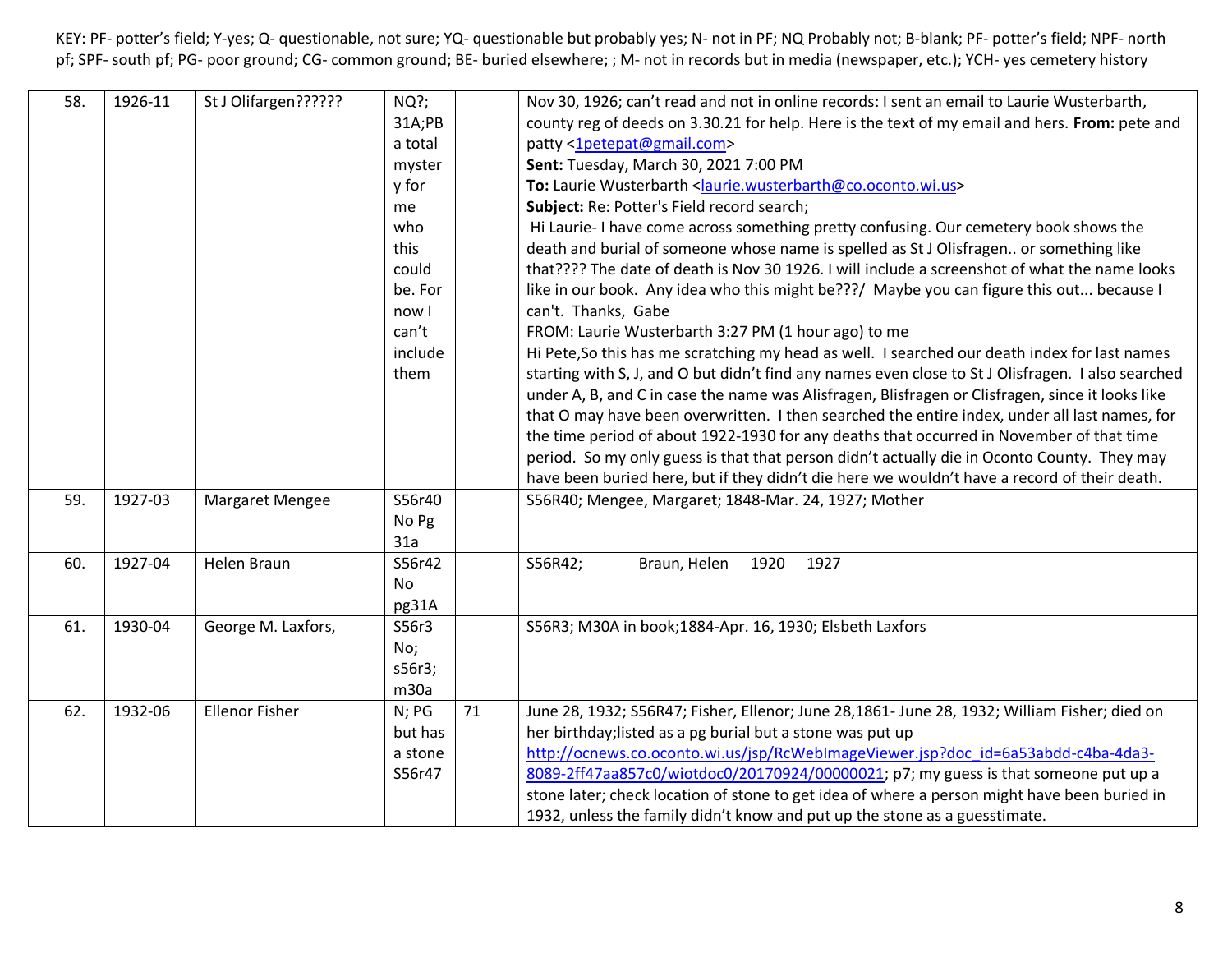KEY: PF- potter's field; Y-yes; Q- questionable, not sure; YQ- questionable but probably yes; N- not in PF; NQ Probably not; B-blank; PF- potter's field; NPF- north pf; SPF- south pf; PG- poor ground; CG- common ground; BE- buried elsewhere; ; M- not in records but in media (newspaper, etc.); YCH- yes cemetery history

| | | | | | |
|---|---|---|---|---|---|
| 58. | 1926-11 | St J Olifargen?????? | NQ?; 31A;PB a total mystery for me who this could be. For now I can't include them | | Nov 30, 1926; can't read and not in online records: I sent an email to Laurie Wusterbarth, county reg of deeds on 3.30.21 for help. Here is the text of my email and hers. **From:** pete and patty <1petepat@gmail.com> **Sent:** Tuesday, March 30, 2021 7:00 PM **To:** Laurie Wusterbarth <laurie.wusterbarth@co.oconto.wi.us> **Subject:** Re: Potter's Field record search; Hi Laurie- I have come across something pretty confusing. Our cemetery book shows the death and burial of someone whose name is spelled as St J Olisfragen.. or something like that???? The date of death is Nov 30 1926. I will include a screenshot of what the name looks like in our book. Any idea who this might be???/ Maybe you can figure this out... because I can't. Thanks, Gabe FROM: Laurie Wusterbarth 3:27 PM (1 hour ago) to me Hi Pete,So this has me scratching my head as well. I searched our death index for last names starting with S, J, and O but didn't find any names even close to St J Olisfragen. I also searched under A, B, and C in case the name was Alisfragen, Blisfragen or Clisfragen, since it looks like that O may have been overwritten. I then searched the entire index, under all last names, for the time period of about 1922-1930 for any deaths that occurred in November of that time period. So my only guess is that that person didn't actually die in Oconto County. They may have been buried here, but if they didn't die here we wouldn't have a record of their death. |
| 59. | 1927-03 | Margaret Mengee | S56r40 No Pg 31a | | S56R40; Mengee, Margaret; 1848-Mar. 24, 1927; Mother |
| 60. | 1927-04 | Helen Braun | S56r42 No pg31A | | S56R42; Braun, Helen 1920 1927 |
| 61. | 1930-04 | George M. Laxfors, | S56r3 No; s56r3; m30a | | S56R3; M30A in book;1884-Apr. 16, 1930; Elsbeth Laxfors |
| 62. | 1932-06 | Ellenor Fisher | N; PG but has a stone S56r47 | 71 | June 28, 1932; S56R47; Fisher, Ellenor; June 28,1861- June 28, 1932; William Fisher; died on her birthday;listed as a pg burial but a stone was put up http://ocnews.co.oconto.wi.us/jsp/RcWebImageViewer.jsp?doc_id=6a53abdd-c4ba-4da3-8089-2ff47aa857c0/wiotdoc0/20170924/00000021; p7; my guess is that someone put up a stone later; check location of stone to get idea of where a person might have been buried in 1932, unless the family didn't know and put up the stone as a guesstimate. |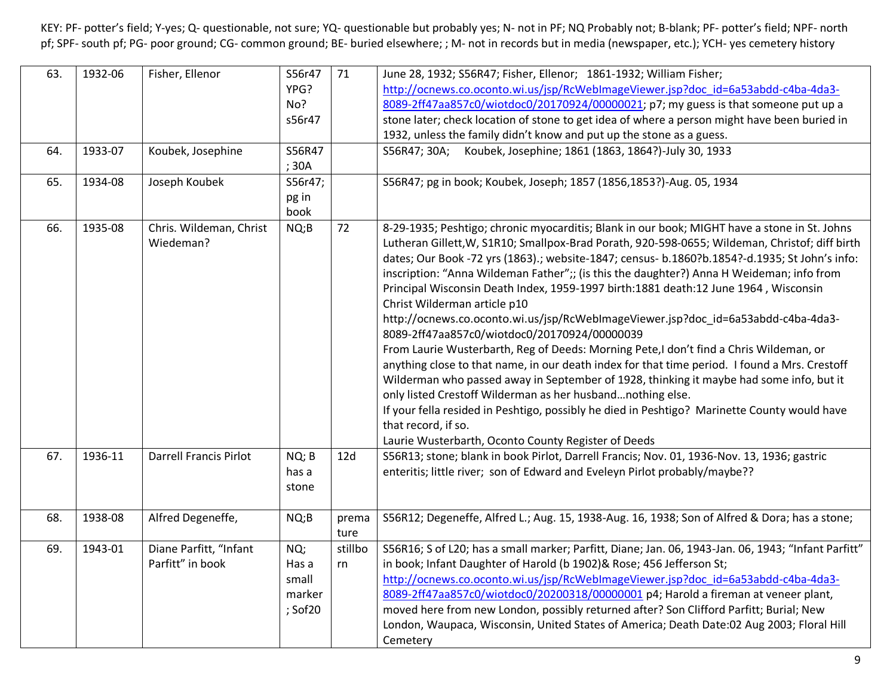KEY: PF- potter's field; Y-yes; Q- questionable, not sure; YQ- questionable but probably yes; N- not in PF; NQ Probably not; B-blank; PF- potter's field; NPF- north pf; SPF- south pf; PG- poor ground; CG- common ground; BE- buried elsewhere; ; M- not in records but in media (newspaper, etc.); YCH- yes cemetery history

| | | | | | |
|---|---|---|---|---|---|
| 63. | 1932-06 | Fisher, Ellenor | S56r47 YPG? No? s56r47 | 71 | June 28, 1932; S56R47; Fisher, Ellenor; 1861-1932; William Fisher; http://ocnews.co.oconto.wi.us/jsp/RcWebImageViewer.jsp?doc_id=6a53abdd-c4ba-4da3-8089-2ff47aa857c0/wiotdoc0/20170924/00000021; p7; my guess is that someone put up a stone later; check location of stone to get idea of where a person might have been buried in 1932, unless the family didn't know and put up the stone as a guess. |
| 64. | 1933-07 | Koubek, Josephine | S56R47 ; 30A | | S56R47; 30A; Koubek, Josephine; 1861 (1863, 1864?)-July 30, 1933 |
| 65. | 1934-08 | Joseph Koubek | S56r47; pg in book | | S56R47; pg in book; Koubek, Joseph; 1857 (1856,1853?)-Aug. 05, 1934 |
| 66. | 1935-08 | Chris. Wildeman, Christ Wiedeman? | NQ;B | 72 | 8-29-1935; Peshtigo; chronic myocarditis; Blank in our book; MIGHT have a stone in St. Johns Lutheran Gillett,W, S1R10; Smallpox-Brad Porath, 920-598-0655; Wildeman, Christof; diff birth dates; Our Book -72 yrs (1863).; website-1847; census- b.1860?b.1854?-d.1935; St John's info: inscription: "Anna Wildeman Father";; (is this the daughter?) Anna H Weideman; info from Principal Wisconsin Death Index, 1959-1997 birth:1881 death:12 June 1964 , Wisconsin Christ Wilderman article p10 http://ocnews.co.oconto.wi.us/jsp/RcWebImageViewer.jsp?doc_id=6a53abdd-c4ba-4da3-8089-2ff47aa857c0/wiotdoc0/20170924/00000039 From Laurie Wusterbarth, Reg of Deeds: Morning Pete,I don't find a Chris Wildeman, or anything close to that name, in our death index for that time period. I found a Mrs. Crestoff Wilderman who passed away in September of 1928, thinking it maybe had some info, but it only listed Crestoff Wilderman as her husband…nothing else. If your fella resided in Peshtigo, possibly he died in Peshtigo? Marinette County would have that record, if so. Laurie Wusterbarth, Oconto County Register of Deeds |
| 67. | 1936-11 | Darrell Francis Pirlot | NQ; B has a stone | 12d | S56R13; stone; blank in book Pirlot, Darrell Francis; Nov. 01, 1936-Nov. 13, 1936; gastric enteritis; little river; son of Edward and Eveleyn Pirlot probably/maybe?? |
| 68. | 1938-08 | Alfred Degeneffe, | NQ;B | premature | S56R12; Degeneffe, Alfred L.; Aug. 15, 1938-Aug. 16, 1938; Son of Alfred & Dora; has a stone; |
| 69. | 1943-01 | Diane Parfitt, "Infant Parfitt" in book | NQ; Has a small marker ; Sof20 | stillborn | S56R16; S of L20; has a small marker; Parfitt, Diane; Jan. 06, 1943-Jan. 06, 1943; "Infant Parfitt" in book; Infant Daughter of Harold (b 1902)& Rose; 456 Jefferson St; http://ocnews.co.oconto.wi.us/jsp/RcWebImageViewer.jsp?doc_id=6a53abdd-c4ba-4da3-8089-2ff47aa857c0/wiotdoc0/20200318/00000001 p4; Harold a fireman at veneer plant, moved here from new London, possibly returned after? Son Clifford Parfitt; Burial; New London, Waupaca, Wisconsin, United States of America; Death Date:02 Aug 2003; Floral Hill Cemetery |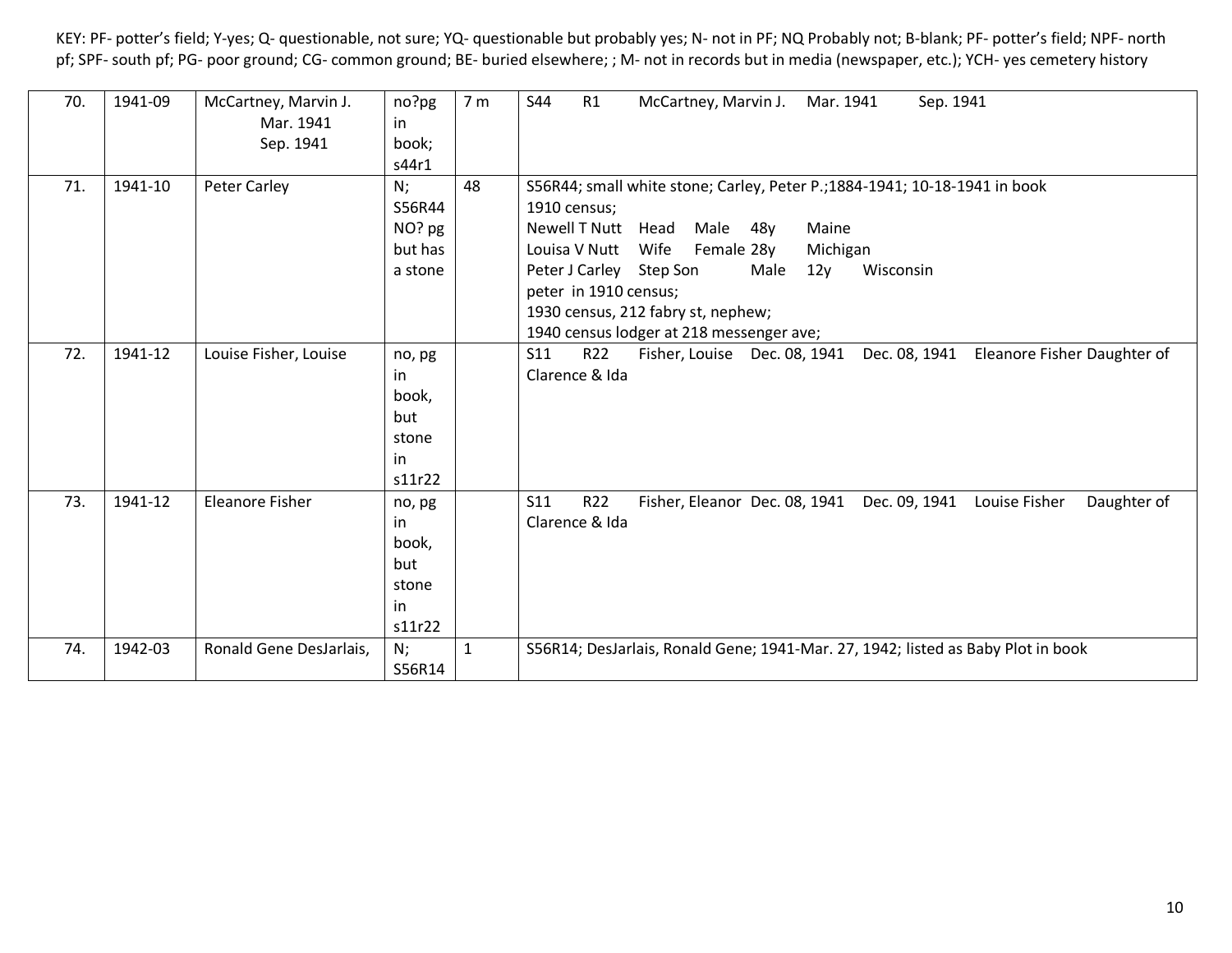KEY: PF- potter's field; Y-yes; Q- questionable, not sure; YQ- questionable but probably yes; N- not in PF; NQ Probably not; B-blank; PF- potter's field; NPF- north pf; SPF- south pf; PG- poor ground; CG- common ground; BE- buried elsewhere; ; M- not in records but in media (newspaper, etc.); YCH- yes cemetery history

| | | | | | |
|---|---|---|---|---|---|
| 70. | 1941-09 | McCartney, Marvin J. Mar. 1941 Sep. 1941 | no?pg in book; s44r1 | 7 m | S44 R1 McCartney, Marvin J. Mar. 1941 Sep. 1941 |
| 71. | 1941-10 | Peter Carley | N; S56R44 NO? pg but has a stone | 48 | S56R44; small white stone; Carley, Peter P.;1884-1941; 10-18-1941 in book<br>1910 census;<br>Newell T Nutt Head Male 48y Maine<br>Louisa V Nutt Wife Female 28y Michigan<br>Peter J Carley Step Son Male 12y Wisconsin<br>peter in 1910 census;<br>1930 census, 212 fabry st, nephew;<br>1940 census lodger at 218 messenger ave; |
| 72. | 1941-12 | Louise Fisher, Louise | no, pg in book, but stone in s11r22 | | S11 R22 Fisher, Louise Dec. 08, 1941 Dec. 08, 1941 Eleanore Fisher Daughter of Clarence & Ida |
| 73. | 1941-12 | Eleanore Fisher | no, pg in book, but stone in s11r22 | | S11 R22 Fisher, Eleanor Dec. 08, 1941 Dec. 09, 1941 Louise Fisher Daughter of Clarence & Ida |
| 74. | 1942-03 | Ronald Gene DesJarlais, | N; S56R14 | 1 | S56R14; DesJarlais, Ronald Gene; 1941-Mar. 27, 1942; listed as Baby Plot in book |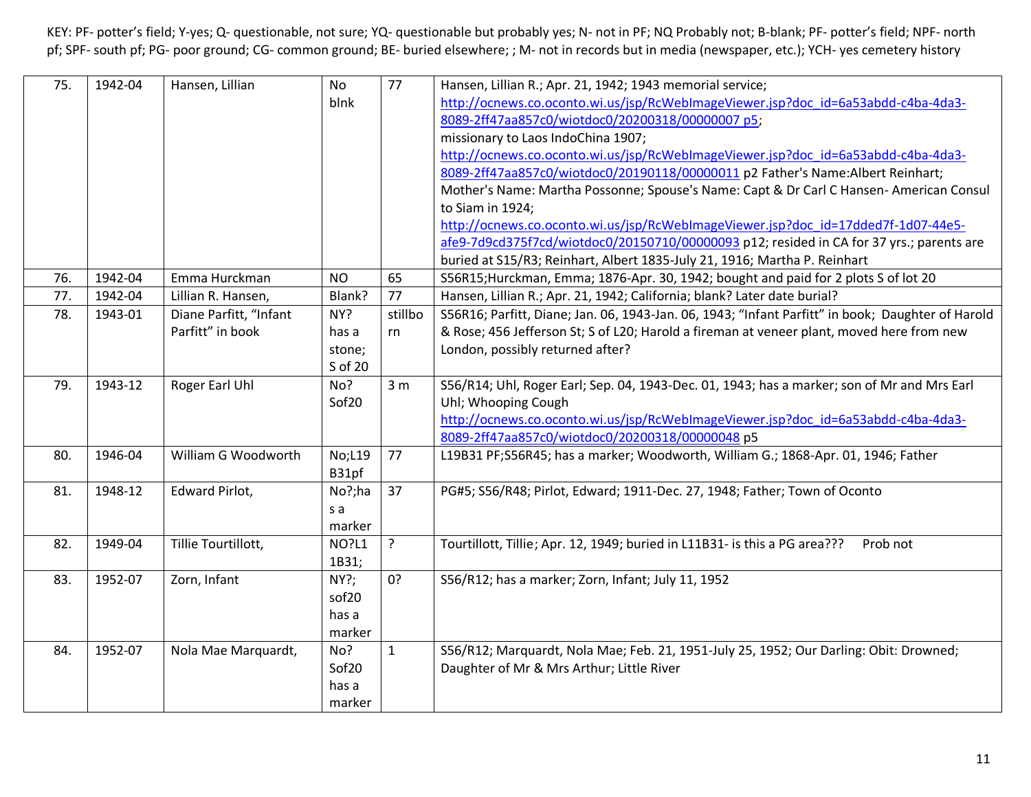KEY: PF- potter's field; Y-yes; Q- questionable, not sure; YQ- questionable but probably yes; N- not in PF; NQ Probably not; B-blank; PF- potter's field; NPF- north pf; SPF- south pf; PG- poor ground; CG- common ground; BE- buried elsewhere; ; M- not in records but in media (newspaper, etc.); YCH- yes cemetery history

| | | | | | |
|---|---|---|---|---|---|
| 75. | 1942-04 | Hansen, Lillian | No blnk | 77 | Hansen, Lillian R.; Apr. 21, 1942; 1943 memorial service; http://ocnews.co.oconto.wi.us/jsp/RcWebImageViewer.jsp?doc_id=6a53abdd-c4ba-4da3-8089-2ff47aa857c0/wiotdoc0/20200318/00000007 p5; missionary to Laos IndoChina 1907; http://ocnews.co.oconto.wi.us/jsp/RcWebImageViewer.jsp?doc_id=6a53abdd-c4ba-4da3-8089-2ff47aa857c0/wiotdoc0/20190118/00000011 p2 Father's Name:Albert Reinhart; Mother's Name: Martha Possonne; Spouse's Name: Capt & Dr Carl C Hansen- American Consul to Siam in 1924; http://ocnews.co.oconto.wi.us/jsp/RcWebImageViewer.jsp?doc_id=17dded7f-1d07-44e5-afe9-7d9cd375f7cd/wiotdoc0/20150710/00000093 p12; resided in CA for 37 yrs.; parents are buried at S15/R3; Reinhart, Albert 1835-July 21, 1916; Martha P. Reinhart |
| 76. | 1942-04 | Emma Hurckman | NO | 65 | S56R15;Hurckman, Emma; 1876-Apr. 30, 1942; bought and paid for 2 plots S of lot 20 |
| 77. | 1942-04 | Lillian R. Hansen, | Blank? | 77 | Hansen, Lillian R.; Apr. 21, 1942; California; blank? Later date burial? |
| 78. | 1943-01 | Diane Parfitt, "Infant Parfitt" in book | NY? has a stone; S of 20 | stillborn | S56R16; Parfitt, Diane; Jan. 06, 1943-Jan. 06, 1943; "Infant Parfitt" in book; Daughter of Harold & Rose; 456 Jefferson St; S of L20; Harold a fireman at veneer plant, moved here from new London, possibly returned after? |
| 79. | 1943-12 | Roger Earl Uhl | No? Sof20 | 3 m | S56/R14; Uhl, Roger Earl; Sep. 04, 1943-Dec. 01, 1943; has a marker; son of Mr and Mrs Earl Uhl; Whooping Cough http://ocnews.co.oconto.wi.us/jsp/RcWebImageViewer.jsp?doc_id=6a53abdd-c4ba-4da3-8089-2ff47aa857c0/wiotdoc0/20200318/00000048 p5 |
| 80. | 1946-04 | William G Woodworth | No;L19 B31pf | 77 | L19B31 PF;S56R45; has a marker; Woodworth, William G.; 1868-Apr. 01, 1946; Father |
| 81. | 1948-12 | Edward Pirlot, | No?;has a marker | 37 | PG#5; S56/R48; Pirlot, Edward; 1911-Dec. 27, 1948; Father; Town of Oconto |
| 82. | 1949-04 | Tillie Tourtillott, | NO?L11B31; | ? | Tourtillott, Tillie; Apr. 12, 1949; buried in L11B31- is this a PG area??? Prob not |
| 83. | 1952-07 | Zorn, Infant | NY?; sof20 has a marker | 0? | S56/R12; has a marker; Zorn, Infant; July 11, 1952 |
| 84. | 1952-07 | Nola Mae Marquardt, | No? Sof20 has a marker | 1 | S56/R12; Marquardt, Nola Mae; Feb. 21, 1951-July 25, 1952; Our Darling: Obit: Drowned; Daughter of Mr & Mrs Arthur; Little River |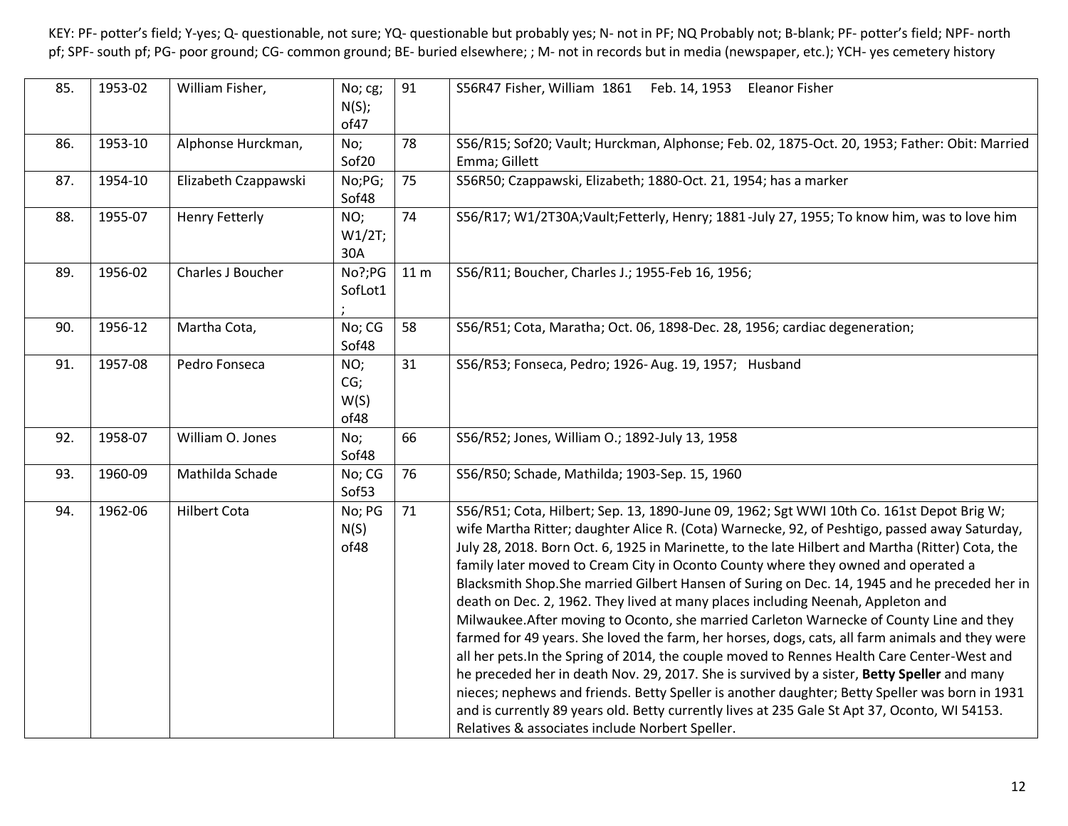KEY: PF- potter's field; Y-yes; Q- questionable, not sure; YQ- questionable but probably yes; N- not in PF; NQ Probably not; B-blank; PF- potter's field; NPF- north pf; SPF- south pf; PG- poor ground; CG- common ground; BE- buried elsewhere; ; M- not in records but in media (newspaper, etc.); YCH- yes cemetery history

| | | | | | |
|---|---|---|---|---|---|
| 85. | 1953-02 | William Fisher, | No; cg; N(S); of47 | 91 | S56R47 Fisher, William 1861 Feb. 14, 1953 Eleanor Fisher |
| 86. | 1953-10 | Alphonse Hurckman, | No; Sof20 | 78 | S56/R15; Sof20; Vault; Hurckman, Alphonse; Feb. 02, 1875-Oct. 20, 1953; Father: Obit: Married Emma; Gillett |
| 87. | 1954-10 | Elizabeth Czappawski | No;PG; Sof48 | 75 | S56R50; Czappawski, Elizabeth; 1880-Oct. 21, 1954; has a marker |
| 88. | 1955-07 | Henry Fetterly | NO; W1/2T; 30A | 74 | S56/R17; W1/2T30A;Vault;Fetterly, Henry; 1881-July 27, 1955; To know him, was to love him |
| 89. | 1956-02 | Charles J Boucher | No?;PG SofLot1 ; | 11 m | S56/R11; Boucher, Charles J.; 1955-Feb 16, 1956; |
| 90. | 1956-12 | Martha Cota, | No; CG Sof48 | 58 | S56/R51; Cota, Maratha; Oct. 06, 1898-Dec. 28, 1956; cardiac degeneration; |
| 91. | 1957-08 | Pedro Fonseca | NO; CG; W(S) of48 | 31 | S56/R53; Fonseca, Pedro; 1926- Aug. 19, 1957; Husband |
| 92. | 1958-07 | William O. Jones | No; Sof48 | 66 | S56/R52; Jones, William O.; 1892-July 13, 1958 |
| 93. | 1960-09 | Mathilda Schade | No; CG Sof53 | 76 | S56/R50; Schade, Mathilda; 1903-Sep. 15, 1960 |
| 94. | 1962-06 | Hilbert Cota | No; PG N(S) of48 | 71 | S56/R51; Cota, Hilbert; Sep. 13, 1890-June 09, 1962; Sgt WWI 10th Co. 161st Depot Brig W; wife Martha Ritter; daughter Alice R. (Cota) Warnecke, 92, of Peshtigo, passed away Saturday, July 28, 2018. Born Oct. 6, 1925 in Marinette, to the late Hilbert and Martha (Ritter) Cota, the family later moved to Cream City in Oconto County where they owned and operated a Blacksmith Shop.She married Gilbert Hansen of Suring on Dec. 14, 1945 and he preceded her in death on Dec. 2, 1962. They lived at many places including Neenah, Appleton and Milwaukee.After moving to Oconto, she married Carleton Warnecke of County Line and they farmed for 49 years. She loved the farm, her horses, dogs, cats, all farm animals and they were all her pets.In the Spring of 2014, the couple moved to Rennes Health Care Center-West and he preceded her in death Nov. 29, 2017. She is survived by a sister, **Betty Speller** and many nieces; nephews and friends. Betty Speller is another daughter; Betty Speller was born in 1931 and is currently 89 years old. Betty currently lives at 235 Gale St Apt 37, Oconto, WI 54153. Relatives & associates include Norbert Speller. |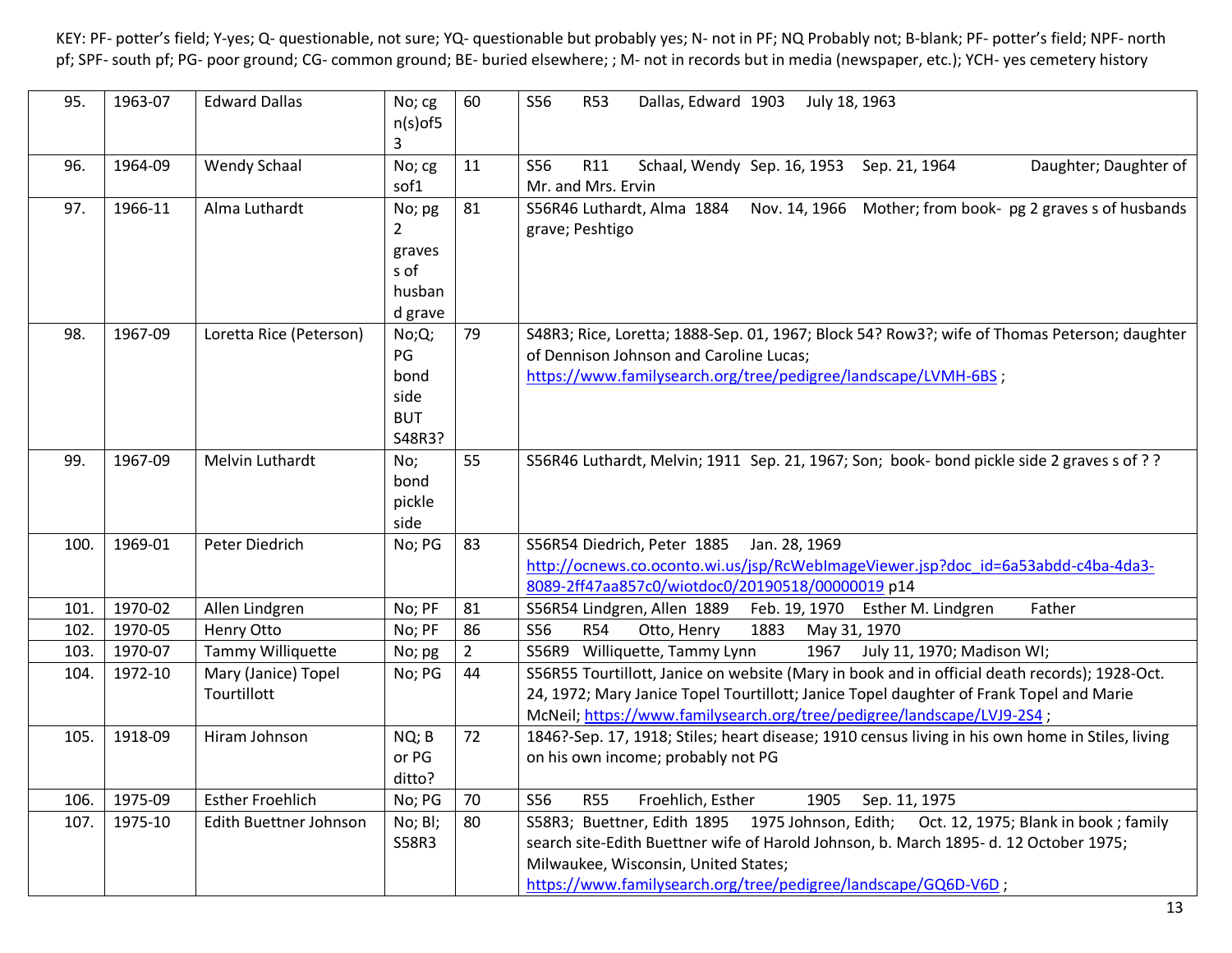KEY: PF- potter's field; Y-yes; Q- questionable, not sure; YQ- questionable but probably yes; N- not in PF; NQ Probably not; B-blank; PF- potter's field; NPF- north pf; SPF- south pf; PG- poor ground; CG- common ground; BE- buried elsewhere; ; M- not in records but in media (newspaper, etc.); YCH- yes cemetery history

| | | | | | |
|---|---|---|---|---|---|
| 95. | 1963-07 | Edward Dallas | No; cg n(s)of53 | 60 | S56 R53 Dallas, Edward 1903 July 18, 1963 |
| 96. | 1964-09 | Wendy Schaal | No; cg sof1 | 11 | S56 R11 Schaal, Wendy Sep. 16, 1953 Sep. 21, 1964 Daughter; Daughter of Mr. and Mrs. Ervin |
| 97. | 1966-11 | Alma Luthardt | No; pg 2 graves s of husband grave | 81 | S56R46 Luthardt, Alma 1884 Nov. 14, 1966 Mother; from book- pg 2 graves s of husbands grave; Peshtigo |
| 98. | 1967-09 | Loretta Rice (Peterson) | No;Q; PG bond side BUT S48R3? | 79 | S48R3; Rice, Loretta; 1888-Sep. 01, 1967; Block 54? Row3?; wife of Thomas Peterson; daughter of Dennison Johnson and Caroline Lucas; https://www.familysearch.org/tree/pedigree/landscape/LVMH-6BS ; |
| 99. | 1967-09 | Melvin Luthardt | No; bond pickle side | 55 | S56R46 Luthardt, Melvin; 1911 Sep. 21, 1967; Son; book- bond pickle side 2 graves s of ? ? |
| 100. | 1969-01 | Peter Diedrich | No; PG | 83 | S56R54 Diedrich, Peter 1885 Jan. 28, 1969 http://ocnews.co.oconto.wi.us/jsp/RcWebImageViewer.jsp?doc_id=6a53abdd-c4ba-4da3-8089-2ff47aa857c0/wiotdoc0/20190518/00000019 p14 |
| 101. | 1970-02 | Allen Lindgren | No; PF | 81 | S56R54 Lindgren, Allen 1889 Feb. 19, 1970 Esther M. Lindgren Father |
| 102. | 1970-05 | Henry Otto | No; PF | 86 | S56 R54 Otto, Henry 1883 May 31, 1970 |
| 103. | 1970-07 | Tammy Williquette | No; pg | 2 | S56R9 Williquette, Tammy Lynn 1967 July 11, 1970; Madison WI; |
| 104. | 1972-10 | Mary (Janice) Topel Tourtillott | No; PG | 44 | S56R55 Tourtillott, Janice on website (Mary in book and in official death records); 1928-Oct. 24, 1972; Mary Janice Topel Tourtillott; Janice Topel daughter of Frank Topel and Marie McNeil; https://www.familysearch.org/tree/pedigree/landscape/LVJ9-2S4 ; |
| 105. | 1918-09 | Hiram Johnson | NQ; B or PG ditto? | 72 | 1846?-Sep. 17, 1918; Stiles; heart disease; 1910 census living in his own home in Stiles, living on his own income; probably not PG |
| 106. | 1975-09 | Esther Froehlich | No; PG | 70 | S56 R55 Froehlich, Esther 1905 Sep. 11, 1975 |
| 107. | 1975-10 | Edith Buettner Johnson | No; Bl; S58R3 | 80 | S58R3; Buettner, Edith 1895 1975 Johnson, Edith; Oct. 12, 1975; Blank in book ; family search site-Edith Buettner wife of Harold Johnson, b. March 1895- d. 12 October 1975; Milwaukee, Wisconsin, United States; https://www.familysearch.org/tree/pedigree/landscape/GQ6D-V6D ; |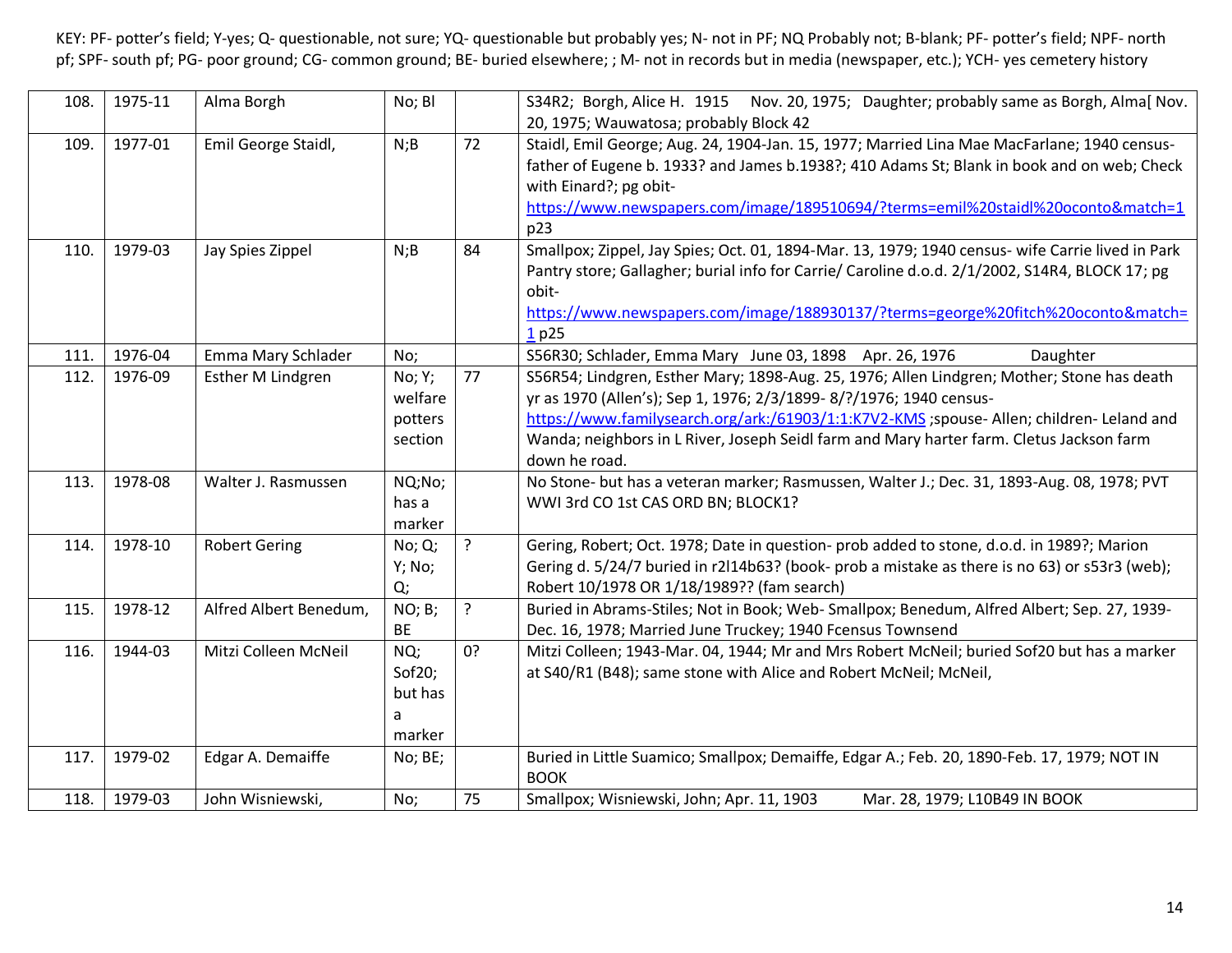KEY: PF- potter's field; Y-yes; Q- questionable, not sure; YQ- questionable but probably yes; N- not in PF; NQ Probably not; B-blank; PF- potter's field; NPF- north pf; SPF- south pf; PG- poor ground; CG- common ground; BE- buried elsewhere; ; M- not in records but in media (newspaper, etc.); YCH- yes cemetery history

| | | | | | |
|---|---|---|---|---|---|
| 108. | 1975-11 | Alma Borgh | No; Bl | | S34R2; Borgh, Alice H. 1915 Nov. 20, 1975; Daughter; probably same as Borgh, Alma[ Nov. 20, 1975; Wauwatosa; probably Block 42 |
| 109. | 1977-01 | Emil George Staidl, | N;B | 72 | Staidl, Emil George; Aug. 24, 1904-Jan. 15, 1977; Married Lina Mae MacFarlane; 1940 census- father of Eugene b. 1933? and James b.1938?; 410 Adams St; Blank in book and on web; Check with Einard?; pg obit- https://www.newspapers.com/image/189510694/?terms=emil%20staidl%20oconto&match=1 p23 |
| 110. | 1979-03 | Jay Spies Zippel | N;B | 84 | Smallpox; Zippel, Jay Spies; Oct. 01, 1894-Mar. 13, 1979; 1940 census- wife Carrie lived in Park Pantry store; Gallagher; burial info for Carrie/ Caroline d.o.d. 2/1/2002, S14R4, BLOCK 17; pg obit- https://www.newspapers.com/image/188930137/?terms=george%20fitch%20oconto&match=1 p25 |
| 111. | 1976-04 | Emma Mary Schlader | No; | | S56R30; Schlader, Emma Mary June 03, 1898 Apr. 26, 1976 Daughter |
| 112. | 1976-09 | Esther M Lindgren | No; Y; welfare potters section | 77 | S56R54; Lindgren, Esther Mary; 1898-Aug. 25, 1976; Allen Lindgren; Mother; Stone has death yr as 1970 (Allen's); Sep 1, 1976; 2/3/1899- 8/?/1976; 1940 census- https://www.familysearch.org/ark:/61903/1:1:K7V2-KMS ;spouse- Allen; children- Leland and Wanda; neighbors in L River, Joseph Seidl farm and Mary harter farm. Cletus Jackson farm down he road. |
| 113. | 1978-08 | Walter J. Rasmussen | NQ;No; has a marker | | No Stone- but has a veteran marker; Rasmussen, Walter J.; Dec. 31, 1893-Aug. 08, 1978; PVT WWI 3rd CO 1st CAS ORD BN; BLOCK1? |
| 114. | 1978-10 | Robert Gering | No; Q; Y; No; Q; | ? | Gering, Robert; Oct. 1978; Date in question- prob added to stone, d.o.d. in 1989?; Marion Gering d. 5/24/7 buried in r2l14b63? (book- prob a mistake as there is no 63) or s53r3 (web); Robert 10/1978 OR 1/18/1989?? (fam search) |
| 115. | 1978-12 | Alfred Albert Benedum, | NO; B; BE | ? | Buried in Abrams-Stiles; Not in Book; Web- Smallpox; Benedum, Alfred Albert; Sep. 27, 1939-Dec. 16, 1978; Married June Truckey; 1940 Fcensus Townsend |
| 116. | 1944-03 | Mitzi Colleen McNeil | NQ; Sof20; but has a marker | 0? | Mitzi Colleen; 1943-Mar. 04, 1944; Mr and Mrs Robert McNeil; buried Sof20 but has a marker at S40/R1 (B48); same stone with Alice and Robert McNeil; McNeil, |
| 117. | 1979-02 | Edgar A. Demaiffe | No; BE; | | Buried in Little Suamico; Smallpox; Demaiffe, Edgar A.; Feb. 20, 1890-Feb. 17, 1979; NOT IN BOOK |
| 118. | 1979-03 | John Wisniewski, | No; | 75 | Smallpox; Wisniewski, John; Apr. 11, 1903 Mar. 28, 1979; L10B49 IN BOOK |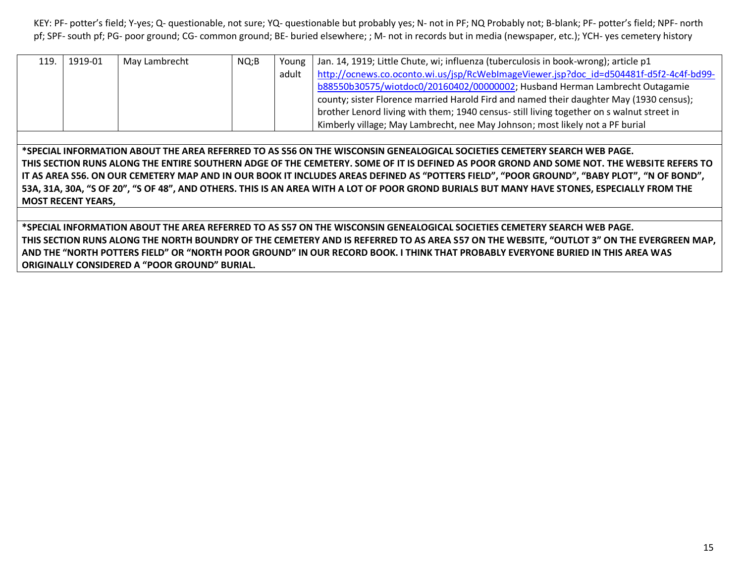KEY: PF- potter's field; Y-yes; Q- questionable, not sure; YQ- questionable but probably yes; N- not in PF; NQ Probably not; B-blank; PF- potter's field; NPF- north pf; SPF- south pf; PG- poor ground; CG- common ground; BE- buried elsewhere; ; M- not in records but in media (newspaper, etc.); YCH- yes cemetery history

| | | | | | |
|---|---|---|---|---|---|
| 119. | 1919-01 | May Lambrecht | NQ;B | Young adult | Jan. 14, 1919; Little Chute, wi; influenza (tuberculosis in book-wrong); article p1 http://ocnews.co.oconto.wi.us/jsp/RcWebImageViewer.jsp?doc_id=d504481f-d5f2-4c4f-bd99-b88550b30575/wiotdoc0/20160402/00000002; Husband Herman Lambrecht Outagamie county; sister Florence married Harold Fird and named their daughter May (1930 census); brother Lenord living with them; 1940 census- still living together on s walnut street in Kimberly village; May Lambrecht, nee May Johnson; most likely not a PF burial |

**\*SPECIAL INFORMATION ABOUT THE AREA REFERRED TO AS S56 ON THE WISCONSIN GENEALOGICAL SOCIETIES CEMETERY SEARCH WEB PAGE.**
**THIS SECTION RUNS ALONG THE ENTIRE SOUTHERN ADGE OF THE CEMETERY. SOME OF IT IS DEFINED AS POOR GROND AND SOME NOT. THE WEBSITE REFERS TO IT AS AREA S56. ON OUR CEMETERY MAP AND IN OUR BOOK IT INCLUDES AREAS DEFINED AS "POTTERS FIELD", "POOR GROUND", "BABY PLOT", "N OF BOND", 53A, 31A, 30A, "S OF 20", "S OF 48", AND OTHERS. THIS IS AN AREA WITH A LOT OF POOR GROND BURIALS BUT MANY HAVE STONES, ESPECIALLY FROM THE MOST RECENT YEARS,**

**\*SPECIAL INFORMATION ABOUT THE AREA REFERRED TO AS S57 ON THE WISCONSIN GENEALOGICAL SOCIETIES CEMETERY SEARCH WEB PAGE.**
**THIS SECTION RUNS ALONG THE NORTH BOUNDRY OF THE CEMETERY AND IS REFERRED TO AS AREA S57 ON THE WEBSITE, "OUTLOT 3" ON THE EVERGREEN MAP, AND THE "NORTH POTTERS FIELD" OR "NORTH POOR GROUND" IN OUR RECORD BOOK. I THINK THAT PROBABLY EVERYONE BURIED IN THIS AREA WAS ORIGINALLY CONSIDERED A "POOR GROUND" BURIAL.**